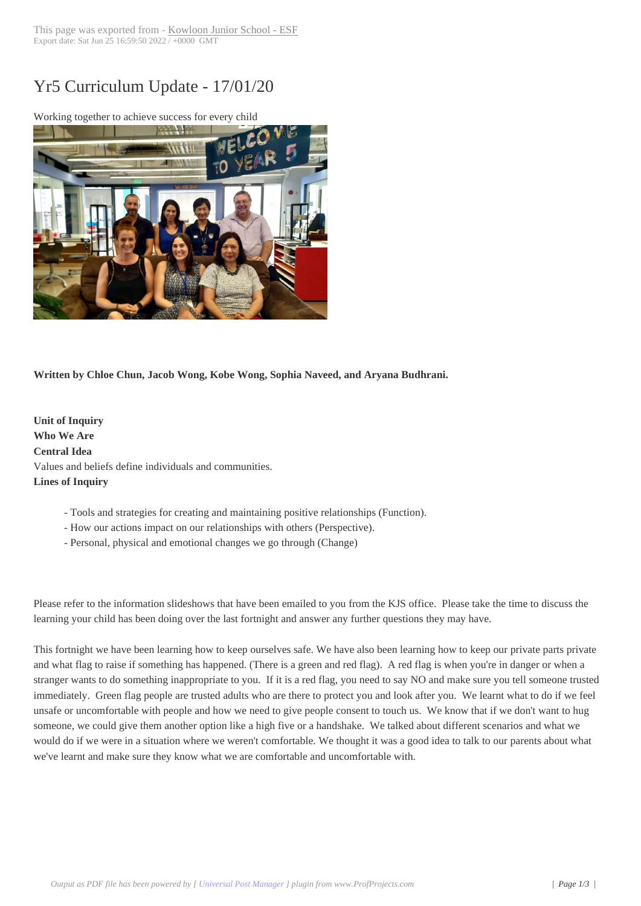# Yr5 Curriculum Update - 17/01/20

Working together to achieve success for every child

**Written by Chloe Chun, Jacob Wong, Kobe Wong, Sophia Naveed, and Aryana Budhrani.**

**Unit of Inquiry**
**Who We Are**
**Central Idea**
Values and beliefs define individuals and communities.
**Lines of Inquiry**

- Tools and strategies for creating and maintaining positive relationships (Function).
- How our actions impact on our relationships with others (Perspective).
- Personal, physical and emotional changes we go through (Change)

Please refer to the information slideshows that have been emailed to you from the KJS office. Please take the time to discuss the learning your child has been doing over the last fortnight and answer any further questions they may have.

This fortnight we have been learning how to keep ourselves safe. We have also been learning how to keep our private parts private and what flag to raise if something has happened. (There is a green and red flag). A red flag is when you're in danger or when a stranger wants to do something inappropriate to you. If it is a red flag, you need to say NO and make sure you tell someone trusted immediately. Green flag people are trusted adults who are there to protect you and look after you. We learnt what to do if we feel unsafe or uncomfortable with people and how we need to give people consent to touch us. We know that if we don't want to hug someone, we could give them another option like a high five or a handshake. We talked about different scenarios and what we would do if we were in a situation where we weren't comfortable. We thought it was a good idea to talk to our parents about what we've learnt and make sure they know what we are comfortable and uncomfortable with.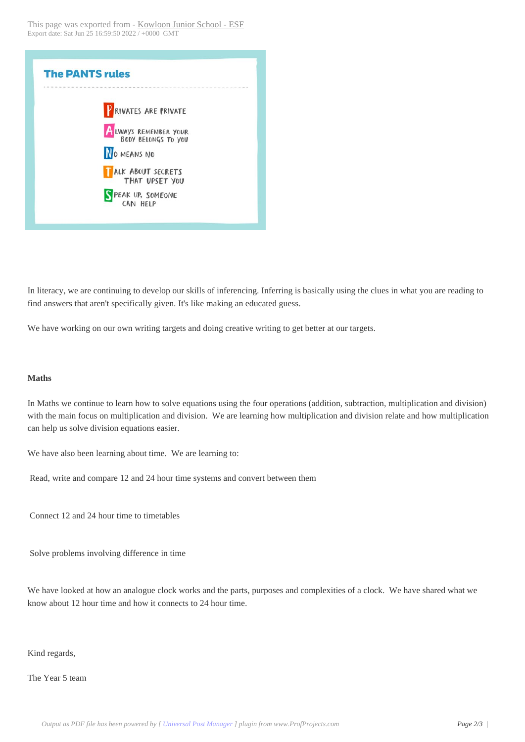### The PANTS rules

**P**rivates are private

**A**lways remember your body belongs to you

**N**o means no

**T**alk about secrets that upset you

**S**peak up, someone can help

In literacy, we are continuing to develop our skills of inferencing. Inferring is basically using the clues in what you are reading to find answers that aren't specifically given. It's like making an educated guess.

We have working on our own writing targets and doing creative writing to get better at our targets.

**Maths**

In Maths we continue to learn how to solve equations using the four operations (addition, subtraction, multiplication and division) with the main focus on multiplication and division. We are learning how multiplication and division relate and how multiplication can help us solve division equations easier.

We have also been learning about time. We are learning to:

Read, write and compare 12 and 24 hour time systems and convert between them

Connect 12 and 24 hour time to timetables

Solve problems involving difference in time

We have looked at how an analogue clock works and the parts, purposes and complexities of a clock. We have shared what we know about 12 hour time and how it connects to 24 hour time.

Kind regards,

The Year 5 team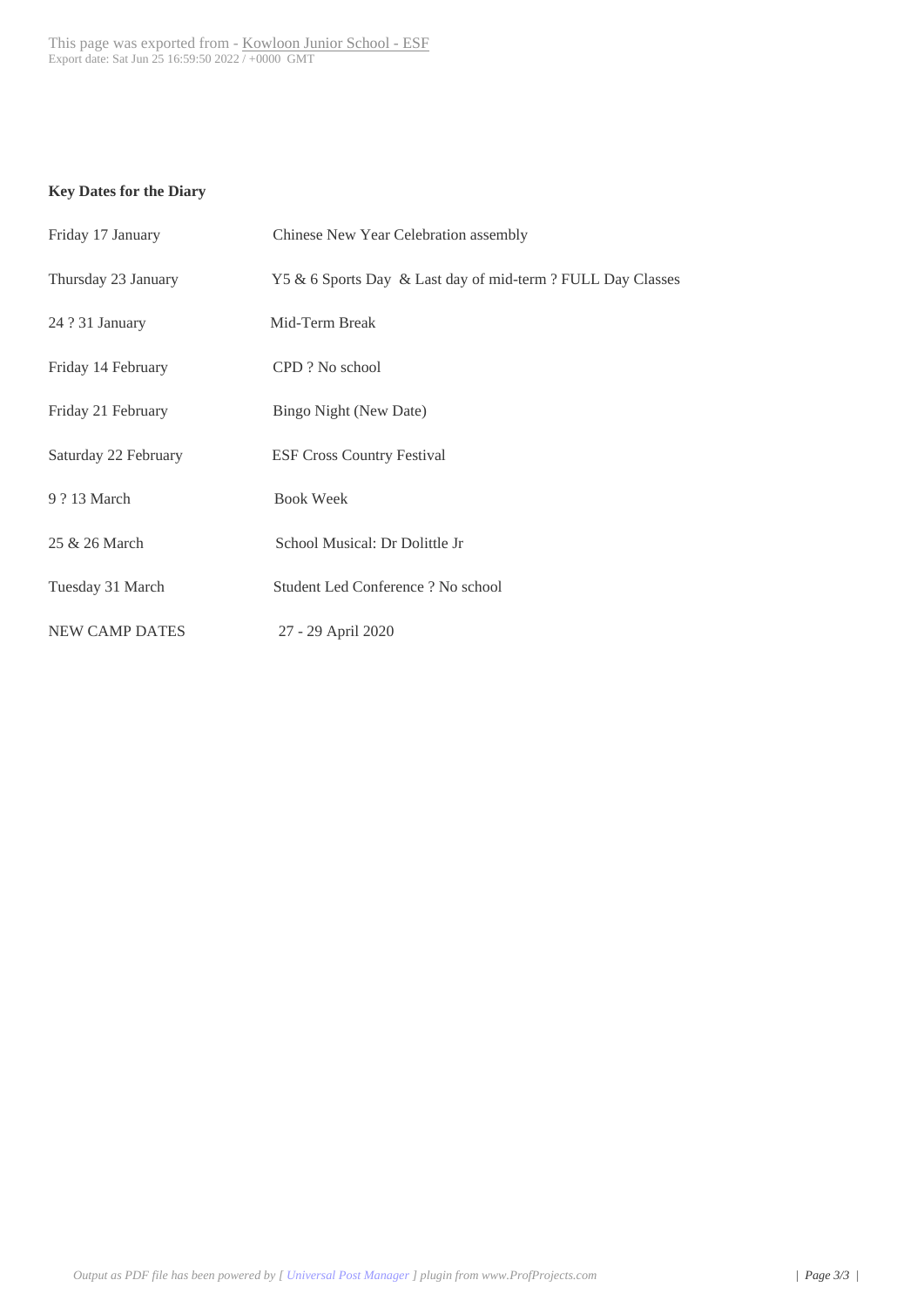**Key Dates for the Diary**

| | |
|---|---|
| Friday 17 January | Chinese New Year Celebration assembly |
| Thursday 23 January | Y5 & 6 Sports Day & Last day of mid-term ? FULL Day Classes |
| 24 ? 31 January | Mid-Term Break |
| Friday 14 February | CPD ? No school |
| Friday 21 February | Bingo Night (New Date) |
| Saturday 22 February | ESF Cross Country Festival |
| 9 ? 13 March | Book Week |
| 25 & 26 March | School Musical: Dr Dolittle Jr |
| Tuesday 31 March | Student Led Conference ? No school |
| NEW CAMP DATES | 27 - 29 April 2020 |